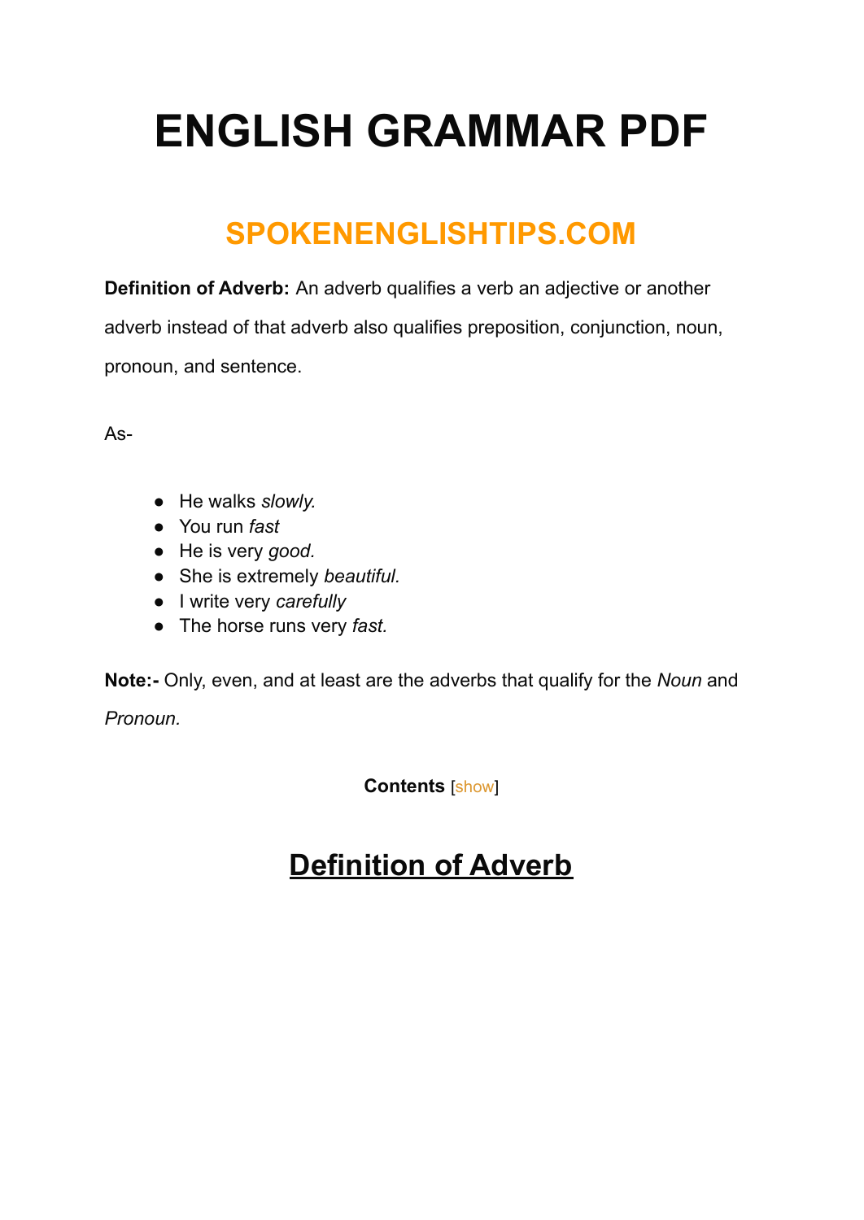# ENGLISH GRAMMAR PDF

## SPOKENENGLISHTIPS.COM

**Definition of Adverb:** An adverb qualifies a verb an adjective or another adverb instead of that adverb also qualifies preposition, conjunction, noun, pronoun, and sentence.

As-

- He walks *slowly.*
- You run *fast*
- He is very *good.*
- She is extremely *beautiful.*
- I write very *carefully*
- The horse runs very *fast.*

**Note:-** Only, even, and at least are the adverbs that qualify for the *Noun* and *Pronoun.*

**Contents** [show]

## Definition of Adverb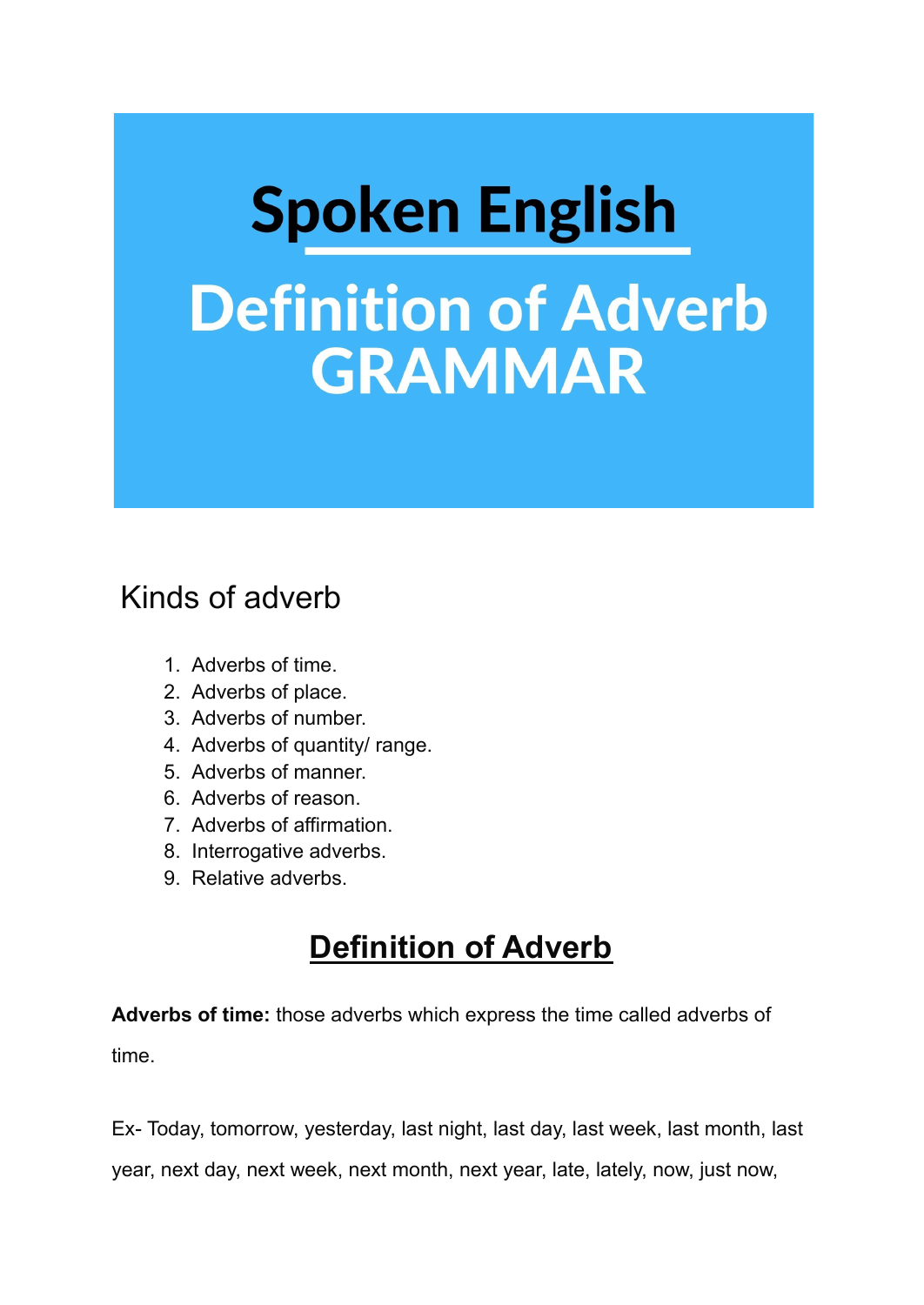# Spoken English

# Definition of Adverb GRAMMAR

## Kinds of adverb

1. Adverbs of time.
2. Adverbs of place.
3. Adverbs of number.
4. Adverbs of quantity/ range.
5. Adverbs of manner.
6. Adverbs of reason.
7. Adverbs of affirmation.
8. Interrogative adverbs.
9. Relative adverbs.

## Definition of Adverb

**Adverbs of time:** those adverbs which express the time called adverbs of time.

Ex- Today, tomorrow, yesterday, last night, last day, last week, last month, last year, next day, next week, next month, next year, late, lately, now, just now,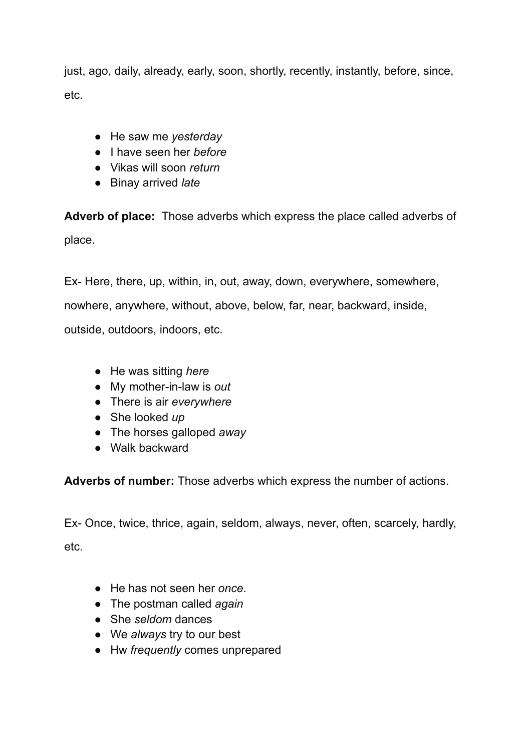just, ago, daily, already, early, soon, shortly, recently, instantly, before, since, etc.

- He saw me *yesterday*
- I have seen her *before*
- Vikas will soon *return*
- Binay arrived *late*

**Adverb of place:** Those adverbs which express the place called adverbs of place.

Ex- Here, there, up, within, in, out, away, down, everywhere, somewhere, nowhere, anywhere, without, above, below, far, near, backward, inside, outside, outdoors, indoors, etc.

- He was sitting *here*
- My mother-in-law is *out*
- There is air *everywhere*
- She looked *up*
- The horses galloped *away*
- Walk backward

**Adverbs of number:** Those adverbs which express the number of actions.

Ex- Once, twice, thrice, again, seldom, always, never, often, scarcely, hardly, etc.

- He has not seen her *once*.
- The postman called *again*
- She *seldom* dances
- We *always* try to our best
- Hw *frequently* comes unprepared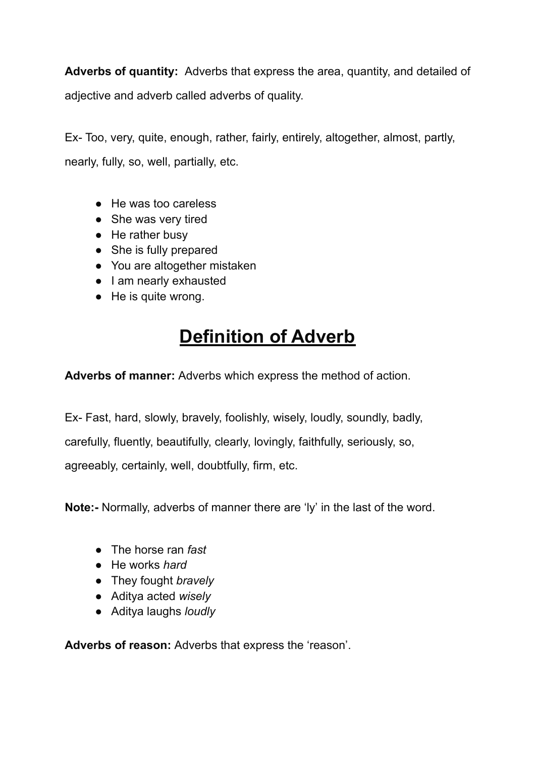**Adverbs of quantity:** Adverbs that express the area, quantity, and detailed of adjective and adverb called adverbs of quality.

Ex- Too, very, quite, enough, rather, fairly, entirely, altogether, almost, partly, nearly, fully, so, well, partially, etc.

- He was too careless
- She was very tired
- He rather busy
- She is fully prepared
- You are altogether mistaken
- I am nearly exhausted
- He is quite wrong.

# Definition of Adverb

**Adverbs of manner:** Adverbs which express the method of action.

Ex- Fast, hard, slowly, bravely, foolishly, wisely, loudly, soundly, badly, carefully, fluently, beautifully, clearly, lovingly, faithfully, seriously, so, agreeably, certainly, well, doubtfully, firm, etc.

**Note:-** Normally, adverbs of manner there are 'ly' in the last of the word.

- The horse ran *fast*
- He works *hard*
- They fought *bravely*
- Aditya acted *wisely*
- Aditya laughs *loudly*

**Adverbs of reason:** Adverbs that express the 'reason'.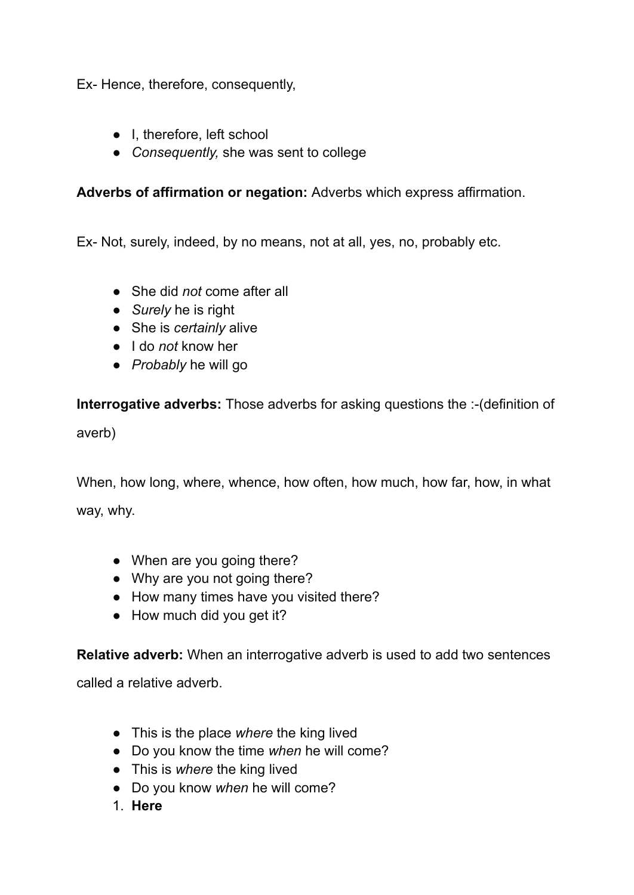Ex- Hence, therefore, consequently,

- I, therefore, left school
- *Consequently,* she was sent to college

**Adverbs of affirmation or negation:** Adverbs which express affirmation.

Ex- Not, surely, indeed, by no means, not at all, yes, no, probably etc.

- She did *not* come after all
- *Surely* he is right
- She is *certainly* alive
- I do *not* know her
- *Probably* he will go

**Interrogative adverbs:** Those adverbs for asking questions the :-(definition of averb)

When, how long, where, whence, how often, how much, how far, how, in what way, why.

- When are you going there?
- Why are you not going there?
- How many times have you visited there?
- How much did you get it?

**Relative adverb:** When an interrogative adverb is used to add two sentences called a relative adverb.

- This is the place *where* the king lived
- Do you know the time *when* he will come?
- This is *where* the king lived
- Do you know *when* he will come?

1. **Here**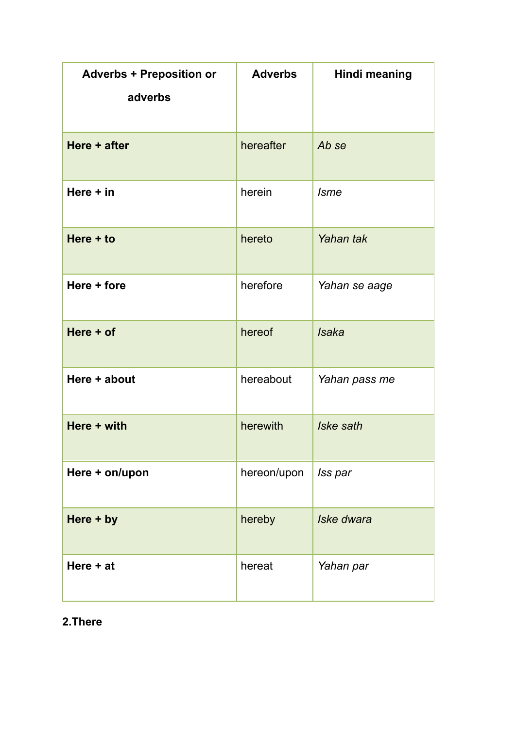| Adverbs + Preposition or adverbs | Adverbs | Hindi meaning |
|---|---|---|
| **Here + after** | hereafter | *Ab se* |
| **Here + in** | herein | *Isme* |
| **Here + to** | hereto | *Yahan tak* |
| **Here + fore** | herefore | *Yahan se aage* |
| **Here + of** | hereof | *Isaka* |
| **Here + about** | hereabout | *Yahan pass me* |
| **Here + with** | herewith | *Iske sath* |
| **Here + on/upon** | hereon/upon | *Iss par* |
| **Here + by** | hereby | *Iske dwara* |
| **Here + at** | hereat | *Yahan par* |

**2.There**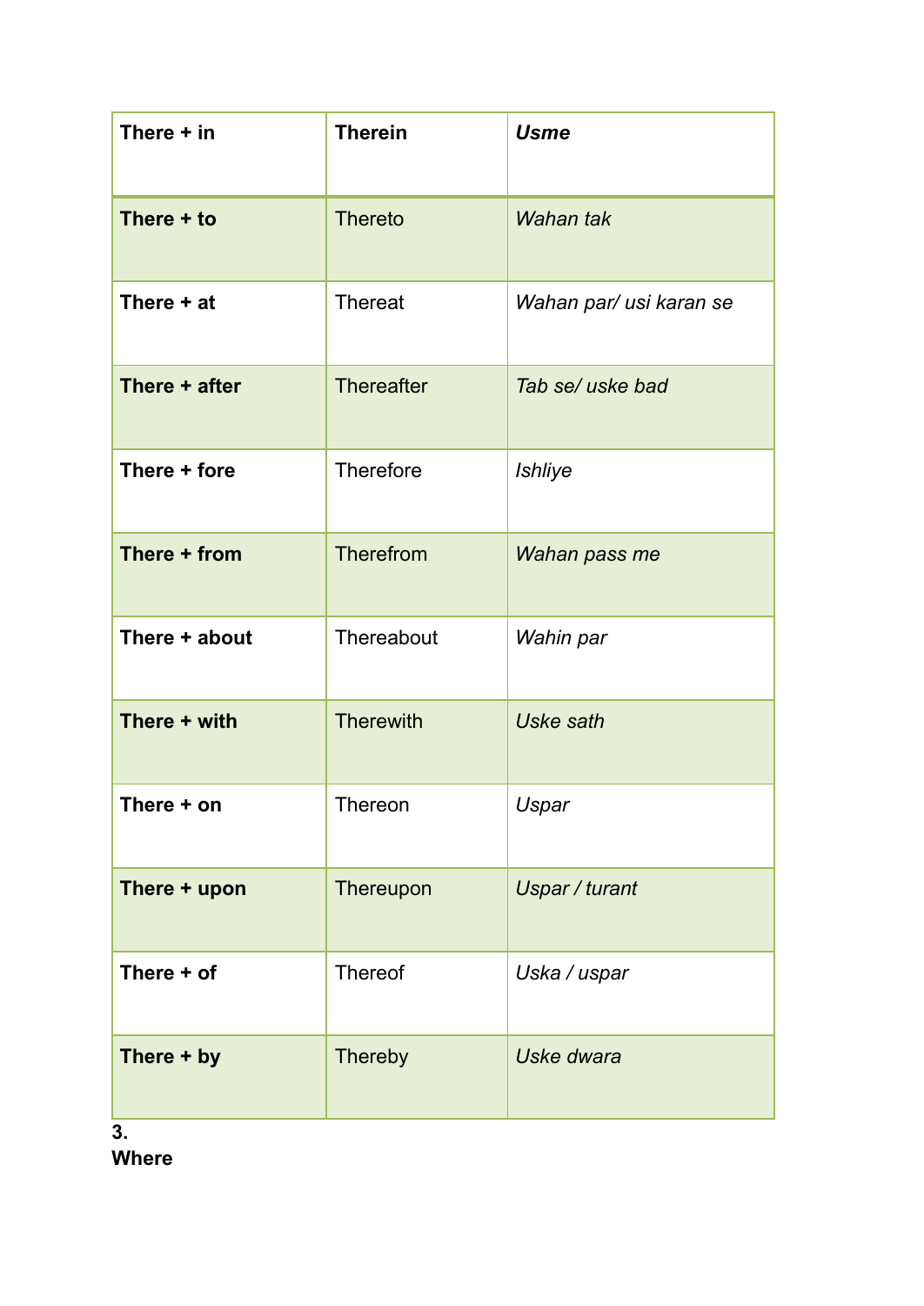| **There + in** | **Therein** | ***Usme*** |
|---|---|---|
| **There + to** | Thereto | *Wahan tak* |
| **There + at** | Thereat | *Wahan par/ usi karan se* |
| **There + after** | Thereafter | *Tab se/ uske bad* |
| **There + fore** | Therefore | *Ishliye* |
| **There + from** | Therefrom | *Wahan pass me* |
| **There + about** | Thereabout | *Wahin par* |
| **There + with** | Therewith | *Uske sath* |
| **There + on** | Thereon | *Uspar* |
| **There + upon** | Thereupon | *Uspar / turant* |
| **There + of** | Thereof | *Uska / uspar* |
| **There + by** | Thereby | *Uske dwara* |

**3.**
**Where**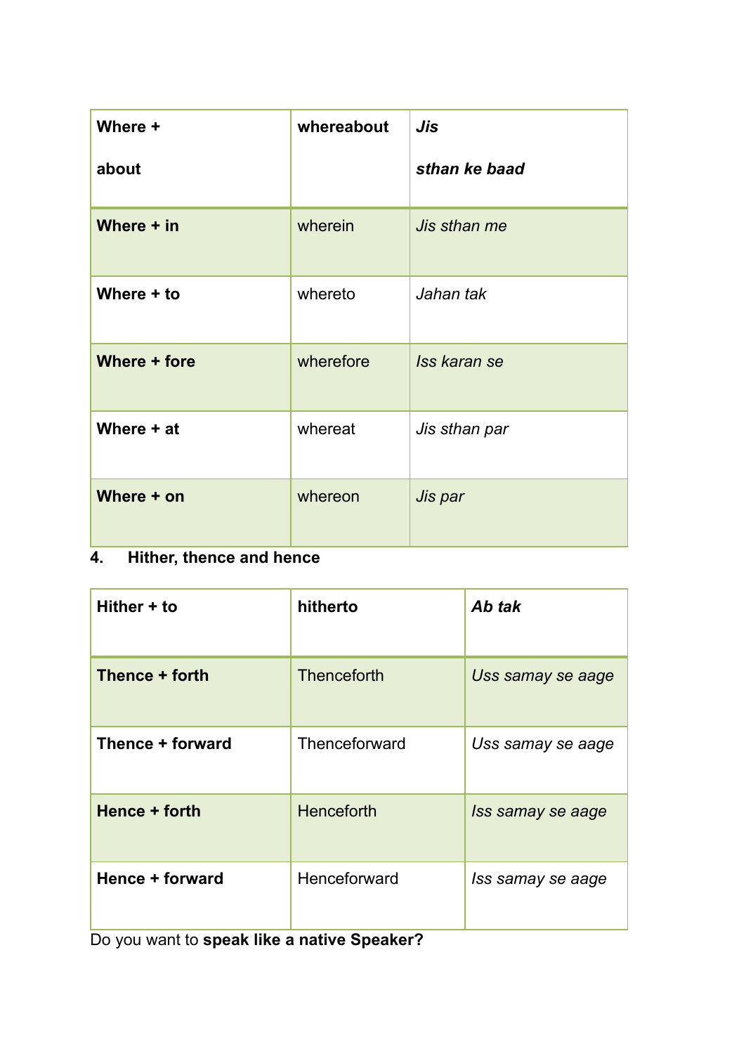| Where + about | **whereabout** | ***Jis sthan ke baad*** |
|---|---|---|
| **Where + in** | wherein | *Jis sthan me* |
| **Where + to** | whereto | *Jahan tak* |
| **Where + fore** | wherefore | *Iss karan se* |
| **Where + at** | whereat | *Jis sthan par* |
| **Where + on** | whereon | *Jis par* |

**4. Hither, thence and hence**

| Hither + to | **hitherto** | ***Ab tak*** |
|---|---|---|
| **Thence + forth** | Thenceforth | *Uss samay se aage* |
| **Thence + forward** | Thenceforward | *Uss samay se aage* |
| **Hence + forth** | Henceforth | *Iss samay se aage* |
| **Hence + forward** | Henceforward | *Iss samay se aage* |

Do you want to **speak like a native Speaker?**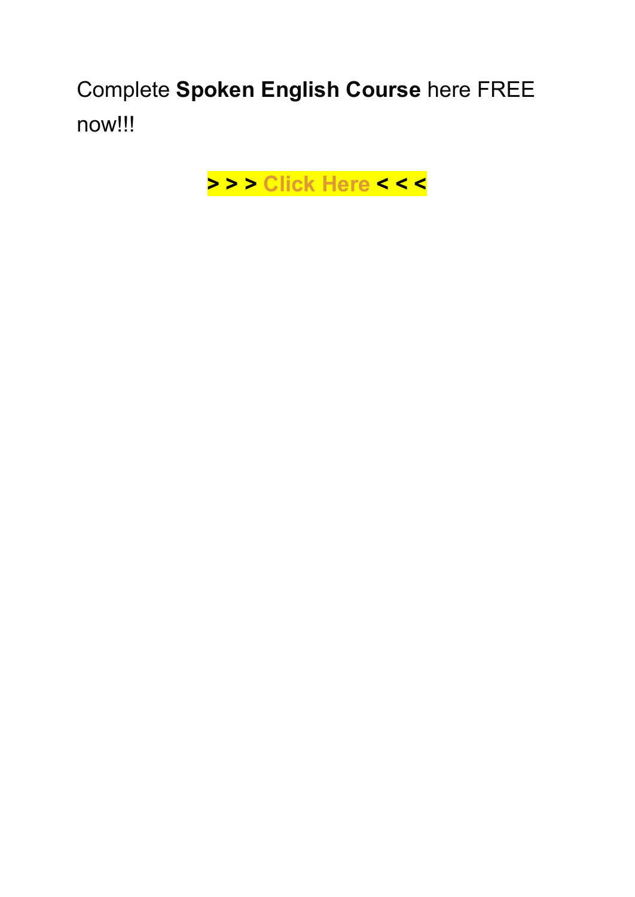Complete **Spoken English Course** here FREE now!!!

**> > > Click Here < < <**